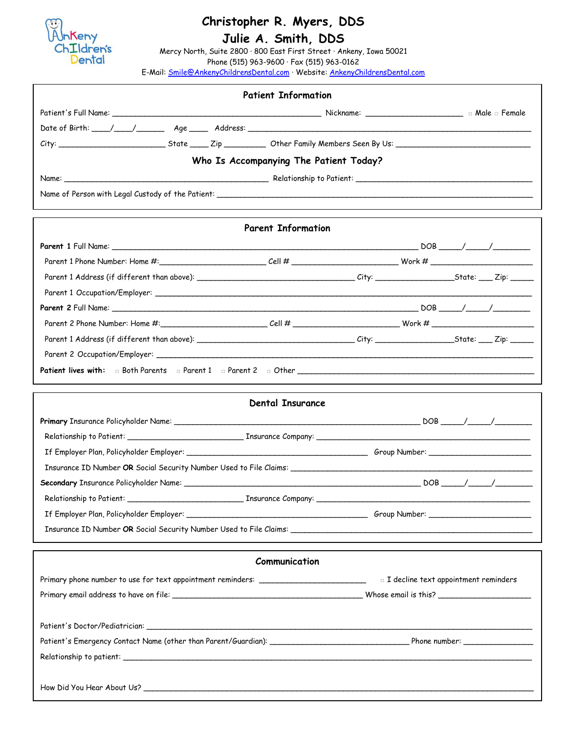Ankeny Children's Dental

# Christopher R. Myers, DDS
# Julie A. Smith, DDS

Mercy North, Suite 2800 · 800 East First Street · Ankeny, Iowa 50021
Phone (515) 963-9600 · Fax (515) 963-0162
E-Mail: Smile@AnkenyChildrensDental.com · Website: AnkenyChildrensDental.com

## Patient Information

Patient's Full Name: ______________________________ Nickname: ____________________ □ Male □ Female

Date of Birth: ____/____/______ Age ____ Address: ______________________________

City: ____________________ State ____ Zip ________ Other Family Members Seen By Us: ______________________

### Who Is Accompanying The Patient Today?

Name: ______________________________ Relationship to Patient: ______________________________

Name of Person with Legal Custody of the Patient: ______________________________

## Parent Information

**Parent 1** Full Name: ______________________________ DOB _____/_____/________

Parent 1 Phone Number: Home #:____________________ Cell # ____________________ Work # ____________________

Parent 1 Address (if different than above): ______________________________ City: ________________State: ___ Zip: _____

Parent 1 Occupation/Employer: ______________________________

**Parent 2** Full Name: ______________________________ DOB _____/_____/________

Parent 2 Phone Number: Home #:____________________ Cell # ____________________ Work # ____________________

Parent 1 Address (if different than above): ______________________________ City: ________________State: ___ Zip: _____

Parent 2 Occupation/Employer: ______________________________

**Patient lives with:** □ Both Parents □ Parent 1 □ Parent 2 □ Other ______________________________

## Dental Insurance

**Primary** Insurance Policyholder Name: ______________________________ DOB _____/_____/________

Relationship to Patient: ____________________ Insurance Company: ______________________________

If Employer Plan, Policyholder Employer: ______________________________ Group Number: ____________________

Insurance ID Number **OR** Social Security Number Used to File Claims: ______________________________

**Secondary** Insurance Policyholder Name: ______________________________ DOB _____/_____/________

Relationship to Patient: ____________________ Insurance Company: ______________________________

If Employer Plan, Policyholder Employer: ______________________________ Group Number: ____________________

Insurance ID Number **OR** Social Security Number Used to File Claims: ______________________________

## Communication

Primary phone number to use for text appointment reminders: ____________________ □ I decline text appointment reminders

Primary email address to have on file: ______________________________ Whose email is this? ____________________

Patient's Doctor/Pediatrician: ______________________________

Patient's Emergency Contact Name (other than Parent/Guardian): ______________________________ Phone number: ________________

Relationship to patient: ______________________________

How Did You Hear About Us? ______________________________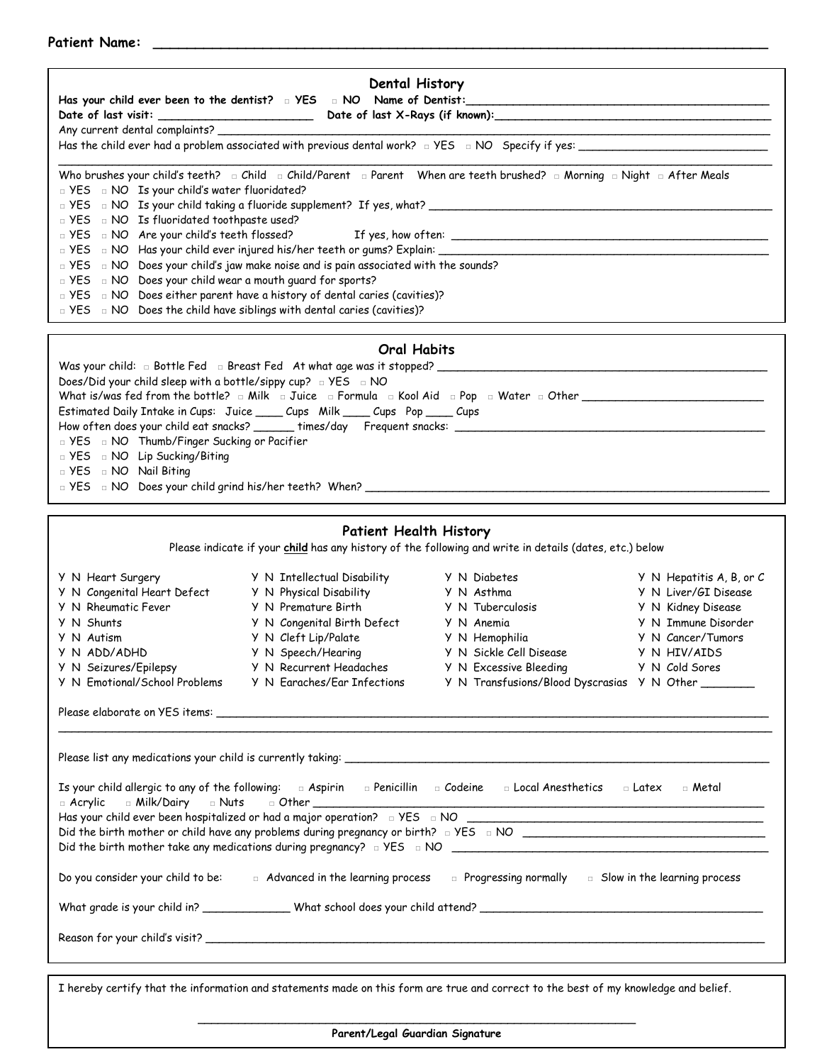**Patient Name:** ______________________________________________________________________________

## Dental History

**Has your child ever been to the dentist?** □ **YES** □ **NO** **Name of Dentist:**_____________________________________________

**Date of last visit:** ______________________ **Date of last X-Rays (if known):**_________________________________________

Any current dental complaints? ______________________________________________________________________________

Has the child ever had a problem associated with previous dental work? □ YES □ NO Specify if yes: ___________________________

_____________________________________________________________________________________________________

Who brushes your child's teeth? □ Child □ Child/Parent □ Parent When are teeth brushed? □ Morning □ Night □ After Meals

□ YES □ NO Is your child's water fluoridated?

□ YES □ NO Is your child taking a fluoride supplement? If yes, what? ________________________________________________

□ YES □ NO Is fluoridated toothpaste used?

□ YES □ NO Are your child's teeth flossed? If yes, how often: _________________________________________________

□ YES □ NO Has your child ever injured his/her teeth or gums? Explain: _______________________________________________

□ YES □ NO Does your child's jaw make noise and is pain associated with the sounds?

□ YES □ NO Does your child wear a mouth guard for sports?

□ YES □ NO Does either parent have a history of dental caries (cavities)?

□ YES □ NO Does the child have siblings with dental caries (cavities)?

## Oral Habits

Was your child: □ Bottle Fed □ Breast Fed At what age was it stopped? ______________________________________________

Does/Did your child sleep with a bottle/sippy cup? □ YES □ NO

What is/was fed from the bottle? □ Milk □ Juice □ Formula □ Kool Aid □ Pop □ Water □ Other __________________________

Estimated Daily Intake in Cups: Juice ____ Cups Milk ____ Cups Pop ____ Cups

How often does your child eat snacks? ______ times/day Frequent snacks: ____________________________________________

□ YES □ NO Thumb/Finger Sucking or Pacifier

□ YES □ NO Lip Sucking/Biting

□ YES □ NO Nail Biting

□ YES □ NO Does your child grind his/her teeth? When? ____________________________________________________________

## Patient Health History

Please indicate if your **child** has any history of the following and write in details (dates, etc.) below

| | | | |
|---|---|---|---|
| Y N Heart Surgery | Y N Intellectual Disability | Y N Diabetes | Y N Hepatitis A, B, or C |
| Y N Congenital Heart Defect | Y N Physical Disability | Y N Asthma | Y N Liver/GI Disease |
| Y N Rheumatic Fever | Y N Premature Birth | Y N Tuberculosis | Y N Kidney Disease |
| Y N Shunts | Y N Congenital Birth Defect | Y N Anemia | Y N Immune Disorder |
| Y N Autism | Y N Cleft Lip/Palate | Y N Hemophilia | Y N Cancer/Tumors |
| Y N ADD/ADHD | Y N Speech/Hearing | Y N Sickle Cell Disease | Y N HIV/AIDS |
| Y N Seizures/Epilepsy | Y N Recurrent Headaches | Y N Excessive Bleeding | Y N Cold Sores |
| Y N Emotional/School Problems | Y N Earaches/Ear Infections | Y N Transfusions/Blood Dyscrasias | Y N Other ________ |

Please elaborate on YES items: ___________________________________________________________________________________

_____________________________________________________________________________________________________

Please list any medications your child is currently taking: _________________________________________________________

Is your child allergic to any of the following: □ Aspirin □ Penicillin □ Codeine □ Local Anesthetics □ Latex □ Metal □ Acrylic □ Milk/Dairy □ Nuts □ Other ____________________________________________________________________

Has your child ever been hospitalized or had a major operation? □ YES □ NO ____________________________________________

Did the birth mother or child have any problems during pregnancy or birth? □ YES □ NO ___________________________________

Did the birth mother take any medications during pregnancy? □ YES □ NO ____________________________________________

Do you consider your child to be: □ Advanced in the learning process □ Progressing normally □ Slow in the learning process

What grade is your child in? _____________ What school does your child attend? __________________________________________

Reason for your child's visit? ______________________________________________________________________________

I hereby certify that the information and statements made on this form are true and correct to the best of my knowledge and belief.

_________________________________________________________________

**Parent/Legal Guardian Signature**